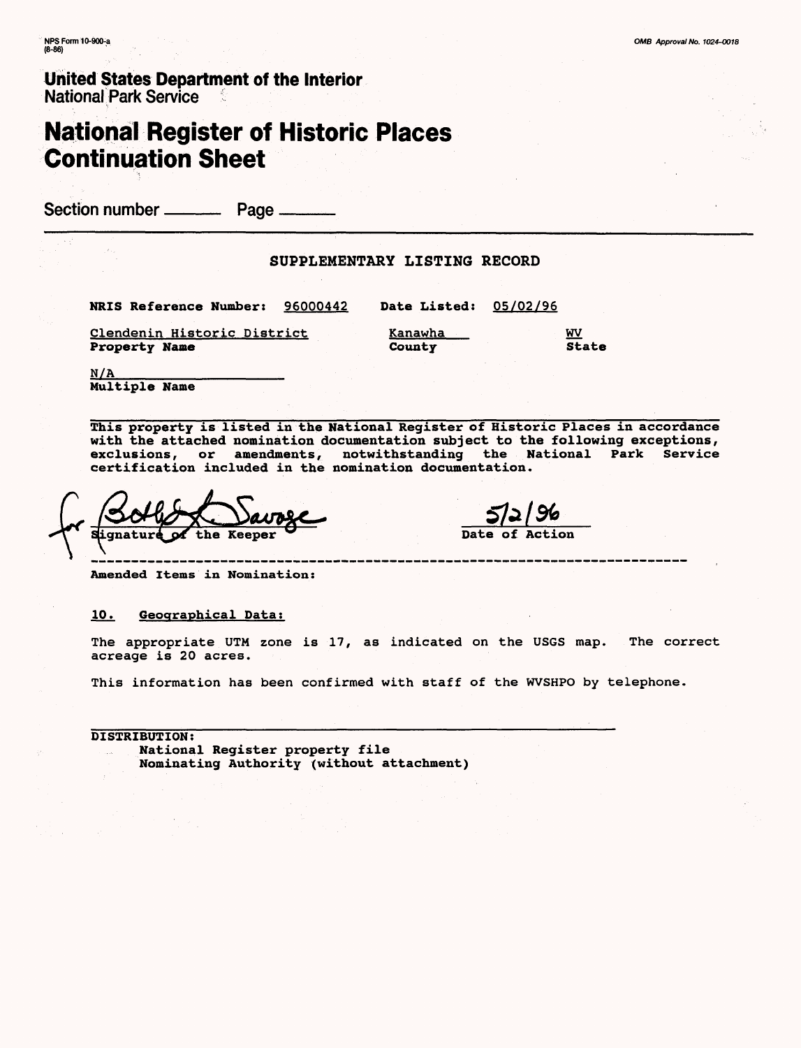NPS Form 10-900-a
(8-86)

OMB Approval No. 1024-0018

**United States Department of the Interior**
National Park Service

# National Register of Historic Places Continuation Sheet

Section number ______ Page ______

## SUPPLEMENTARY LISTING RECORD

**NRIS Reference Number:** 96000442 **Date Listed:** 05/02/96

| Clendenin Historic District | Kanawha | WV |
|---|---|---|
| **Property Name** | **County** | **State** |

N/A
**Multiple Name**

This property is listed in the National Register of Historic Places in accordance with the attached nomination documentation subject to the following exceptions, exclusions, or amendments, notwithstanding the National Park Service certification included in the nomination documentation.

for Beth L. Savage
Signature of the Keeper

5/2/96
Date of Action

---

**Amended Items in Nomination:**

**10. Geographical Data:**

The appropriate UTM zone is 17, as indicated on the USGS map. The correct acreage is 20 acres.

This information has been confirmed with staff of the WVSHPO by telephone.

**DISTRIBUTION:**
National Register property file
Nominating Authority (without attachment)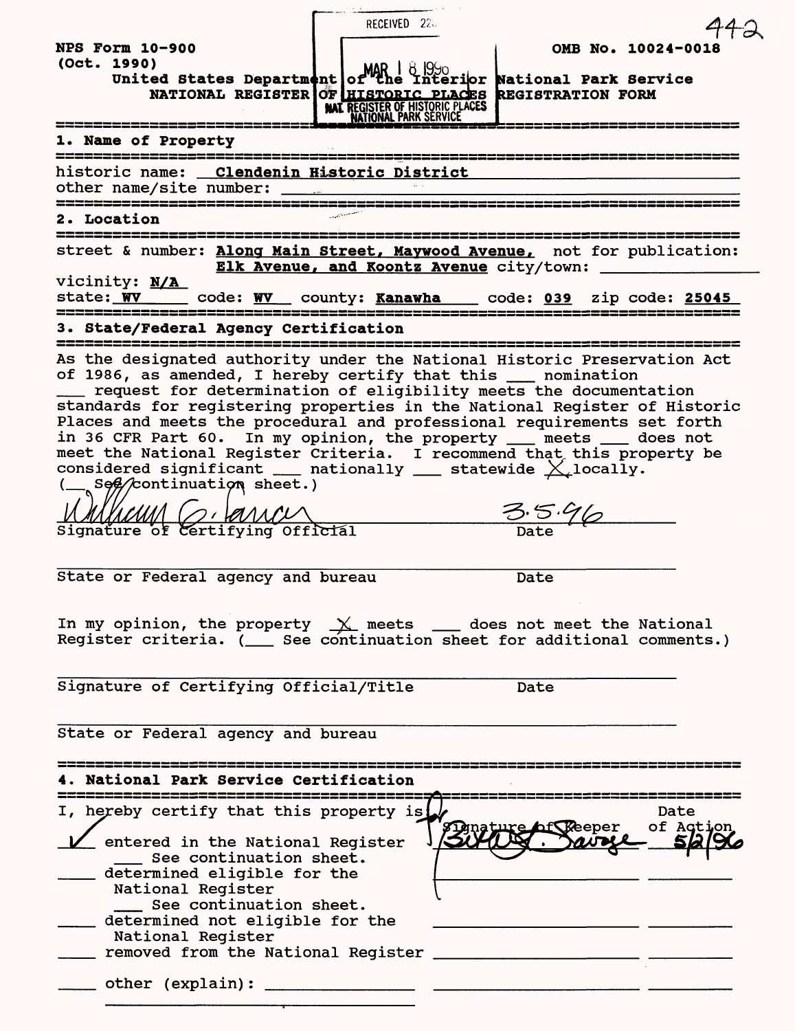NPS Form 10-900
(Oct. 1990)

OMB No. 10024-0018

United States Department of the Interior National Park Service
NATIONAL REGISTER OF HISTORIC PLACES REGISTRATION FORM

RECEIVED 2280
MAR 18 1996
NAT. REGISTER OF HISTORIC PLACES
NATIONAL PARK SERVICE

442

## 1. Name of Property

historic name: **Clendenin Historic District**
other name/site number: ______

## 2. Location

street & number: **Along Main Street, Maywood Avenue, Elk Avenue, and Koontz Avenue** not for publication: ______
city/town: ______
vicinity: **N/A**
state: **WV** code: **WV** county: **Kanawha** code: **039** zip code: **25045**

## 3. State/Federal Agency Certification

As the designated authority under the National Historic Preservation Act of 1986, as amended, I hereby certify that this ___ nomination ___ request for determination of eligibility meets the documentation standards for registering properties in the National Register of Historic Places and meets the procedural and professional requirements set forth in 36 CFR Part 60. In my opinion, the property ___ meets ___ does not meet the National Register Criteria. I recommend that this property be considered significant ___ nationally ___ statewide X locally. (___ See continuation sheet.)

William G. Farrar
Signature of Certifying Official — Date 3.5.96

State or Federal agency and bureau — Date

In my opinion, the property X meets ___ does not meet the National Register criteria. (___ See continuation sheet for additional comments.)

Signature of Certifying Official/Title — Date

State or Federal agency and bureau

## 4. National Park Service Certification

I, hereby certify that this property is: — Signature of Keeper — Date of Action

✓ entered in the National Register — Beth L. Savage — 5/2/96
___ See continuation sheet.
___ determined eligible for the National Register
___ See continuation sheet.
___ determined not eligible for the National Register
___ removed from the National Register
___ other (explain): ______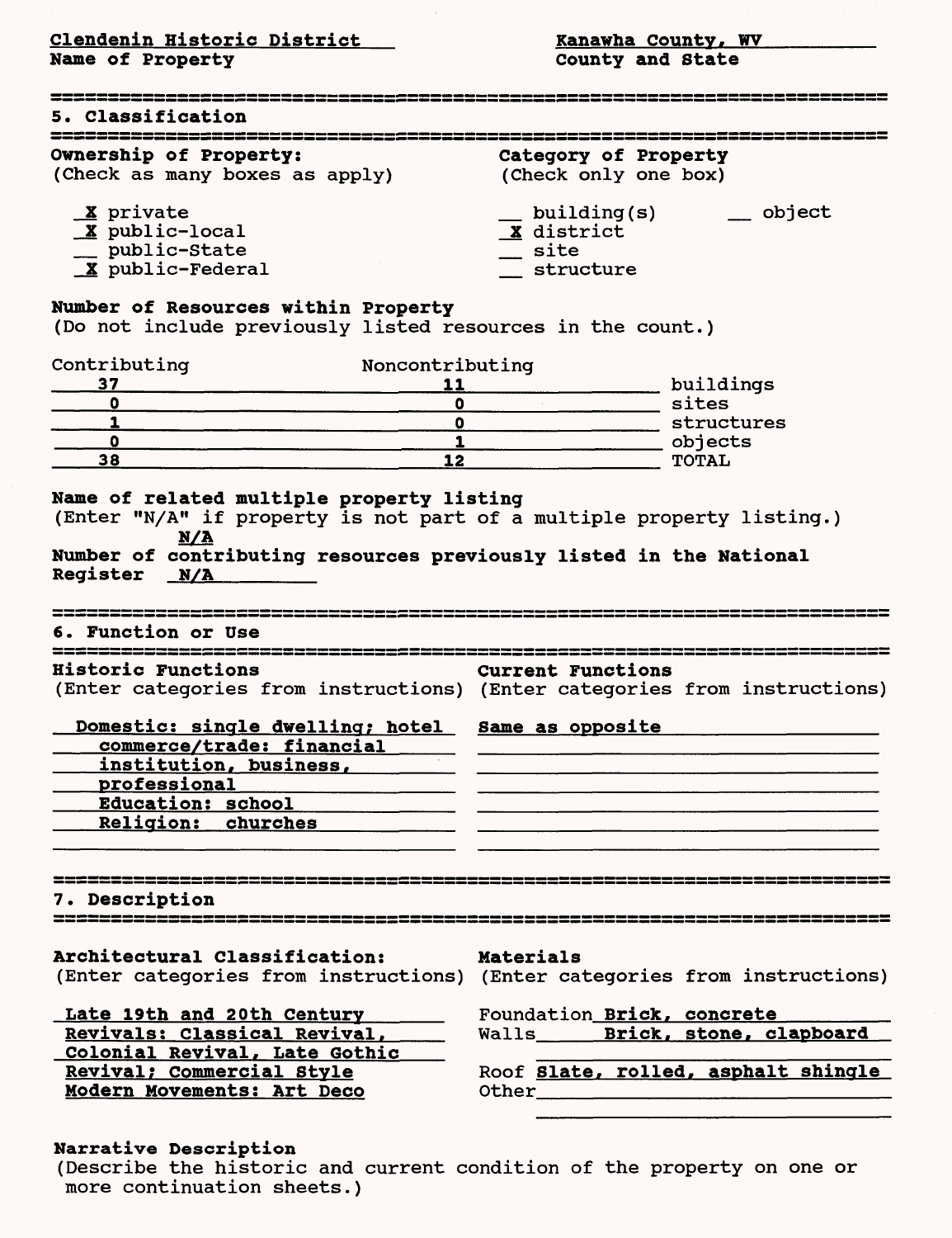**Clendenin Historic District** — Name of Property

**Kanawha County, WV** — County and State

## 5. Classification

**Ownership of Property:**
(Check as many boxes as apply)

- X private
- X public-local
- __ public-State
- X public-Federal

**Category of Property**
(Check only one box)

- __ building(s)
- X district
- __ site
- __ structure
- __ object

**Number of Resources within Property**
(Do not include previously listed resources in the count.)

| Contributing | Noncontributing | |
|---|---|---|
| 37 | 11 | buildings |
| 0 | 0 | sites |
| 1 | 0 | structures |
| 0 | 1 | objects |
| 38 | 12 | TOTAL |

**Name of related multiple property listing**
(Enter "N/A" if property is not part of a multiple property listing.)
N/A

**Number of contributing resources previously listed in the National Register** N/A

## 6. Function or Use

**Historic Functions**
(Enter categories from instructions)

Domestic: single dwelling; hotel
commerce/trade: financial
institution, business,
professional
Education: school
Religion: churches

**Current Functions**
(Enter categories from instructions)

Same as opposite

## 7. Description

**Architectural Classification:**
(Enter categories from instructions)

Late 19th and 20th Century
Revivals: Classical Revival,
Colonial Revival, Late Gothic
Revival; Commercial Style
Modern Movements: Art Deco

**Materials**
(Enter categories from instructions)

Foundation **Brick, concrete**
Walls **Brick, stone, clapboard**
Roof **Slate, rolled, asphalt shingle**
Other

**Narrative Description**
(Describe the historic and current condition of the property on one or more continuation sheets.)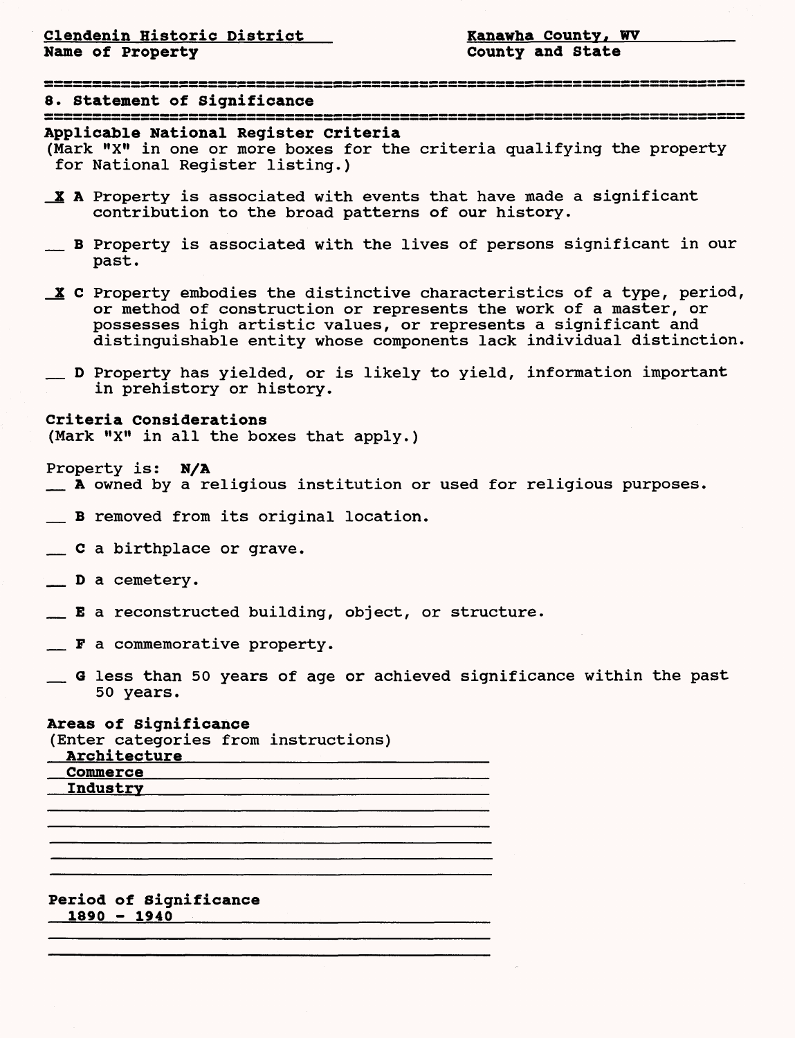Clendenin Historic District | Kanawha County, WV
Name of Property | County and State

## 8. Statement of Significance

**Applicable National Register Criteria**
(Mark "X" in one or more boxes for the criteria qualifying the property for National Register listing.)

_X_ **A** Property is associated with events that have made a significant contribution to the broad patterns of our history.

__ **B** Property is associated with the lives of persons significant in our past.

_X_ **C** Property embodies the distinctive characteristics of a type, period, or method of construction or represents the work of a master, or possesses high artistic values, or represents a significant and distinguishable entity whose components lack individual distinction.

__ **D** Property has yielded, or is likely to yield, information important in prehistory or history.

**Criteria Considerations**
(Mark "X" in all the boxes that apply.)

Property is: **N/A**

__ **A** owned by a religious institution or used for religious purposes.

__ **B** removed from its original location.

__ **C** a birthplace or grave.

__ **D** a cemetery.

__ **E** a reconstructed building, object, or structure.

__ **F** a commemorative property.

__ **G** less than 50 years of age or achieved significance within the past 50 years.

**Areas of Significance**
(Enter categories from instructions)

**Architecture**
**Commerce**
**Industry**

**Period of Significance**

**1890 - 1940**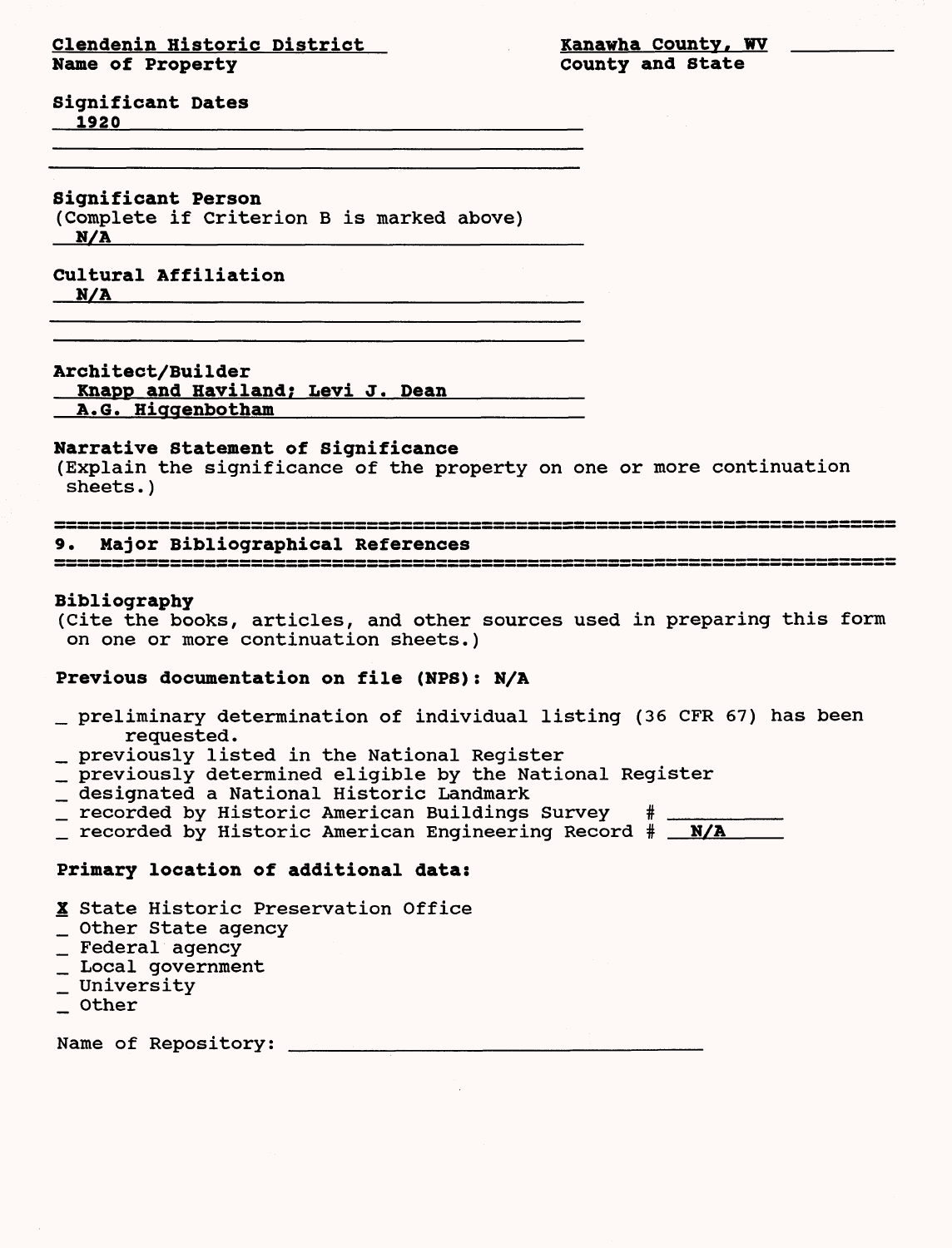**Clendenin Historic District**
**Name of Property**

**Kanawha County, WV**
**County and State**

**Significant Dates**
1920

**Significant Person**
(Complete if Criterion B is marked above)
N/A

**Cultural Affiliation**
N/A

**Architect/Builder**
Knapp and Haviland; Levi J. Dean
A.G. Higgenbotham

**Narrative Statement of Significance**
(Explain the significance of the property on one or more continuation sheets.)

## 9. Major Bibliographical References

**Bibliography**
(Cite the books, articles, and other sources used in preparing this form on one or more continuation sheets.)

**Previous documentation on file (NPS): N/A**

- _ preliminary determination of individual listing (36 CFR 67) has been requested.
- _ previously listed in the National Register
- _ previously determined eligible by the National Register
- _ designated a National Historic Landmark
- _ recorded by Historic American Buildings Survey # ________
- _ recorded by Historic American Engineering Record # N/A

**Primary location of additional data:**

- X State Historic Preservation Office
- _ Other State agency
- _ Federal agency
- _ Local government
- _ University
- _ Other

Name of Repository: ____________________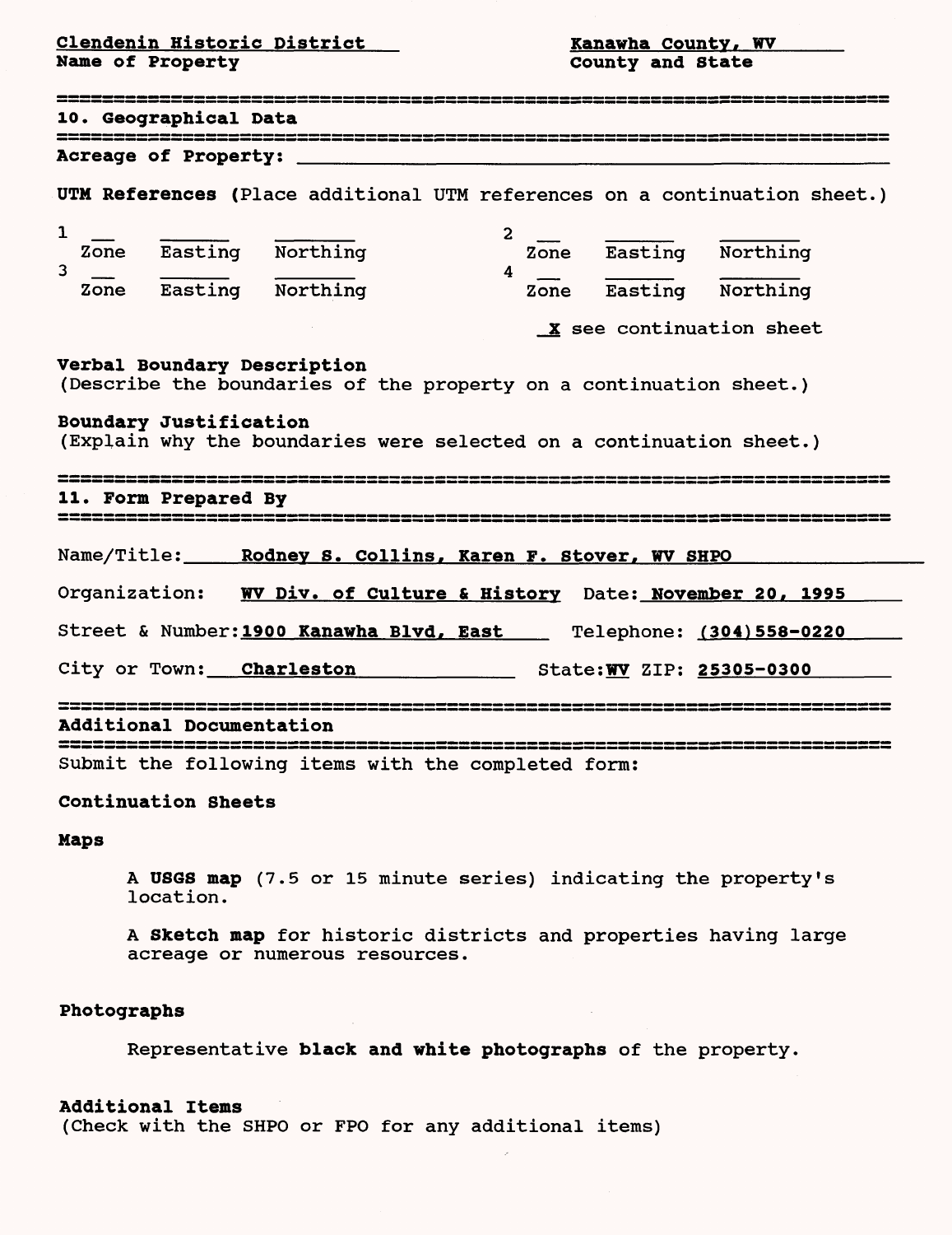**Clendenin Historic District**
**Name of Property**

**Kanawha County, WV**
**County and State**

## 10. Geographical Data

**Acreage of Property:** ______

**UTM References** (Place additional UTM references on a continuation sheet.)

1 ___ ______ ______
Zone Easting Northing

2 ___ ______ ______
Zone Easting Northing

3 ___ ______ ______
Zone Easting Northing

4 ___ ______ ______
Zone Easting Northing

X see continuation sheet

**Verbal Boundary Description**
(Describe the boundaries of the property on a continuation sheet.)

**Boundary Justification**
(Explain why the boundaries were selected on a continuation sheet.)

## 11. Form Prepared By

Name/Title: **Rodney S. Collins, Karen F. Stover, WV SHPO**

Organization: **WV Div. of Culture & History** Date: **November 20, 1995**

Street & Number: **1900 Kanawha Blvd, East** Telephone: **(304)558-0220**

City or Town: **Charleston** State: **WV** ZIP: **25305-0300**

## Additional Documentation

Submit the following items with the completed form:

**Continuation Sheets**

**Maps**

A **USGS map** (7.5 or 15 minute series) indicating the property's location.

A **Sketch map** for historic districts and properties having large acreage or numerous resources.

**Photographs**

Representative **black and white photographs** of the property.

**Additional Items**
(Check with the SHPO or FPO for any additional items)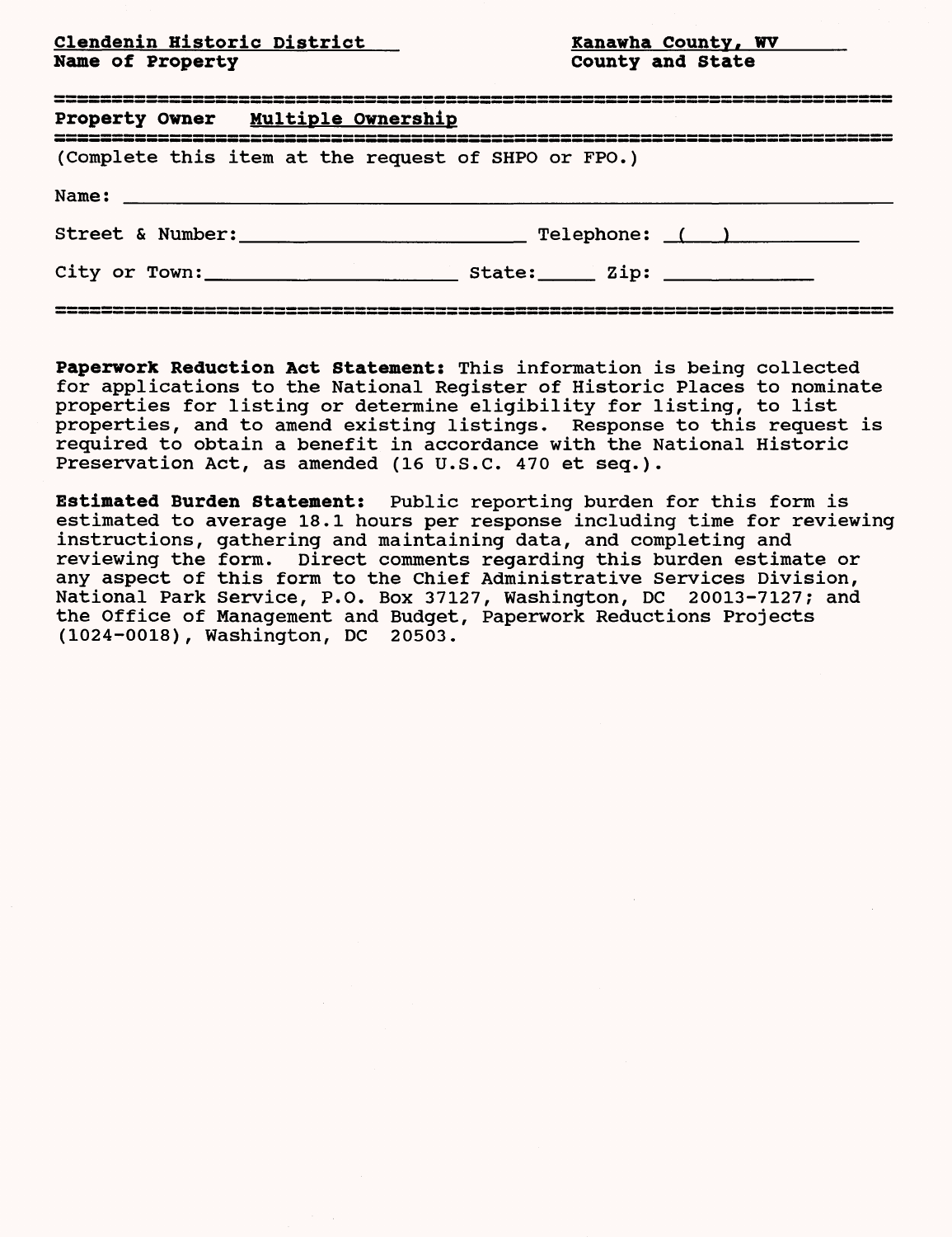**Clendenin Historic District**
**Name of Property**

**Kanawha County, WV**
**County and State**

---

**Property Owner** Multiple Ownership

---

(Complete this item at the request of SHPO or FPO.)

Name: ______________________________________________

Street & Number: ________________________ Telephone: ( ) __________

City or Town: ______________________ State: _____ Zip: _____________

---

**Paperwork Reduction Act Statement:** This information is being collected for applications to the National Register of Historic Places to nominate properties for listing or determine eligibility for listing, to list properties, and to amend existing listings. Response to this request is required to obtain a benefit in accordance with the National Historic Preservation Act, as amended (16 U.S.C. 470 et seq.).

**Estimated Burden Statement:** Public reporting burden for this form is estimated to average 18.1 hours per response including time for reviewing instructions, gathering and maintaining data, and completing and reviewing the form. Direct comments regarding this burden estimate or any aspect of this form to the Chief Administrative Services Division, National Park Service, P.O. Box 37127, Washington, DC 20013-7127; and the Office of Management and Budget, Paperwork Reductions Projects (1024-0018), Washington, DC 20503.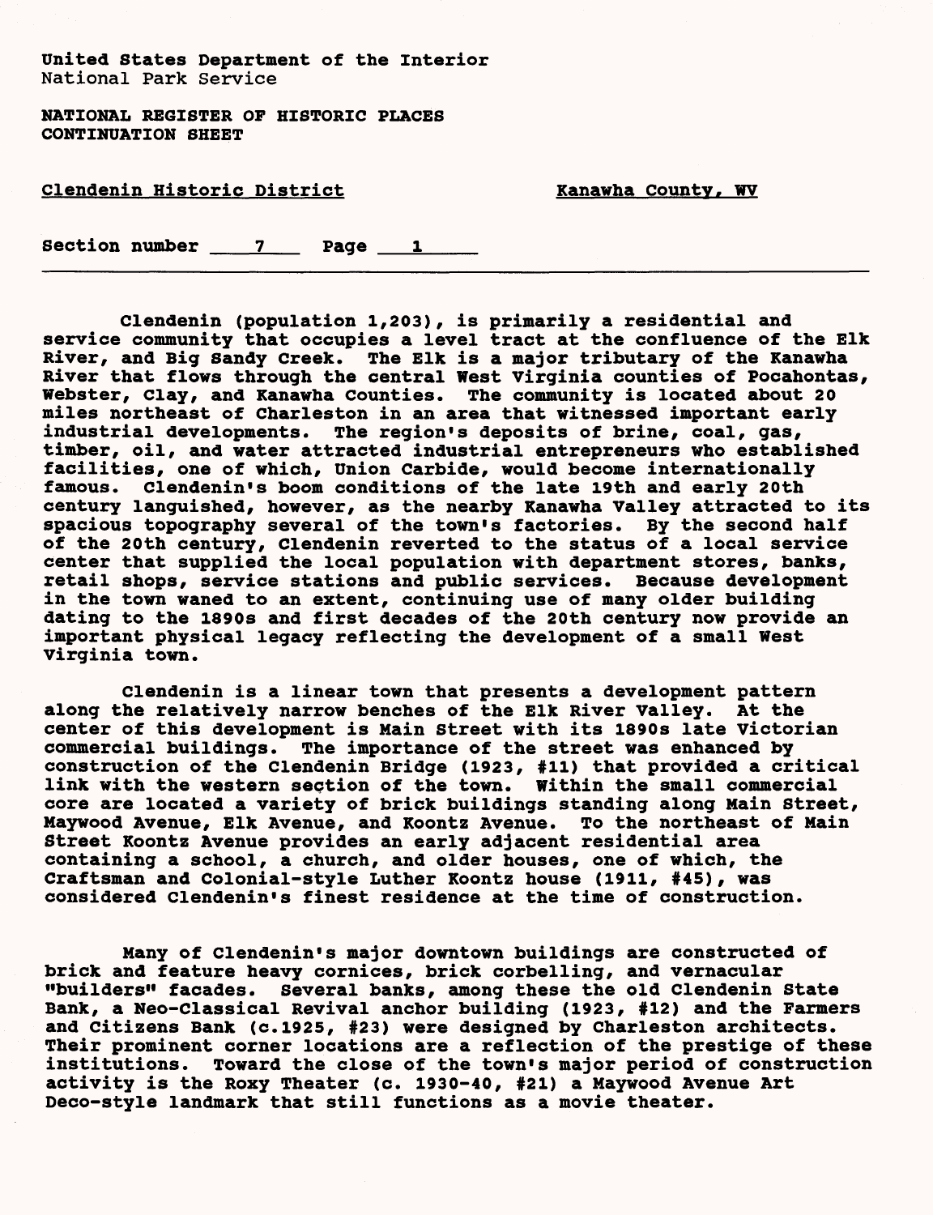United States Department of the Interior
National Park Service

**NATIONAL REGISTER OF HISTORIC PLACES**
**CONTINUATION SHEET**

Clendenin Historic District — Kanawha County, WV

Section number 7 Page 1

Clendenin (population 1,203), is primarily a residential and service community that occupies a level tract at the confluence of the Elk River, and Big Sandy Creek. The Elk is a major tributary of the Kanawha River that flows through the central West Virginia counties of Pocahontas, Webster, Clay, and Kanawha Counties. The community is located about 20 miles northeast of Charleston in an area that witnessed important early industrial developments. The region's deposits of brine, coal, gas, timber, oil, and water attracted industrial entrepreneurs who established facilities, one of which, Union Carbide, would become internationally famous. Clendenin's boom conditions of the late 19th and early 20th century languished, however, as the nearby Kanawha Valley attracted to its spacious topography several of the town's factories. By the second half of the 20th century, Clendenin reverted to the status of a local service center that supplied the local population with department stores, banks, retail shops, service stations and public services. Because development in the town waned to an extent, continuing use of many older building dating to the 1890s and first decades of the 20th century now provide an important physical legacy reflecting the development of a small West Virginia town.

Clendenin is a linear town that presents a development pattern along the relatively narrow benches of the Elk River Valley. At the center of this development is Main Street with its 1890s late Victorian commercial buildings. The importance of the street was enhanced by construction of the Clendenin Bridge (1923, #11) that provided a critical link with the western section of the town. Within the small commercial core are located a variety of brick buildings standing along Main Street, Maywood Avenue, Elk Avenue, and Koontz Avenue. To the northeast of Main Street Koontz Avenue provides an early adjacent residential area containing a school, a church, and older houses, one of which, the Craftsman and Colonial-style Luther Koontz house (1911, #45), was considered Clendenin's finest residence at the time of construction.

Many of Clendenin's major downtown buildings are constructed of brick and feature heavy cornices, brick corbelling, and vernacular "builders" facades. Several banks, among these the old Clendenin State Bank, a Neo-Classical Revival anchor building (1923, #12) and the Farmers and Citizens Bank (c.1925, #23) were designed by Charleston architects. Their prominent corner locations are a reflection of the prestige of these institutions. Toward the close of the town's major period of construction activity is the Roxy Theater (c. 1930-40, #21) a Maywood Avenue Art Deco-style landmark that still functions as a movie theater.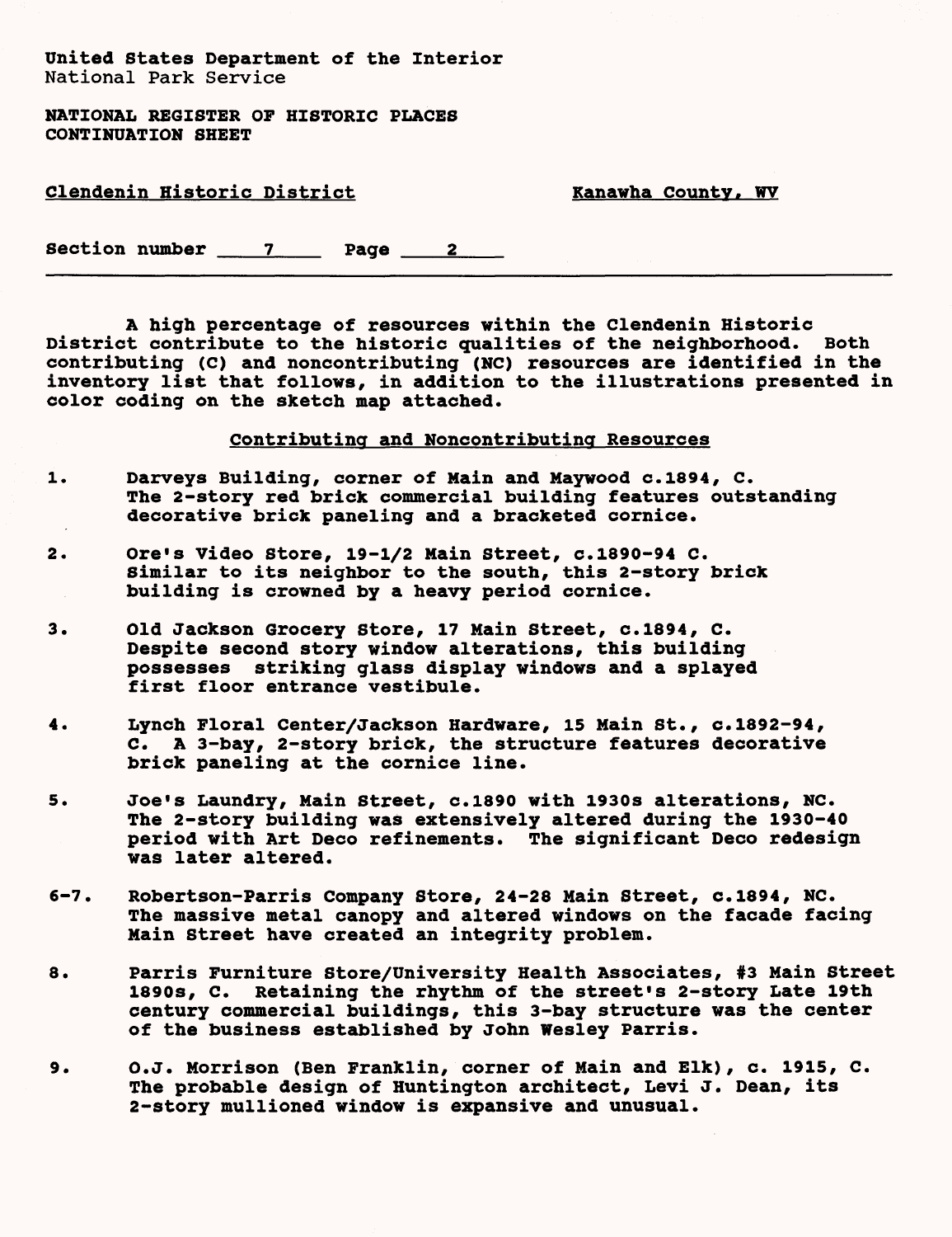United States Department of the Interior
National Park Service

**NATIONAL REGISTER OF HISTORIC PLACES**
**CONTINUATION SHEET**

Clendenin Historic District — Kanawha County, WV

Section number 7 Page 2

A high percentage of resources within the Clendenin Historic District contribute to the historic qualities of the neighborhood. Both contributing (C) and noncontributing (NC) resources are identified in the inventory list that follows, in addition to the illustrations presented in color coding on the sketch map attached.

## Contributing and Noncontributing Resources

1. Darveys Building, corner of Main and Maywood c.1894, C. The 2-story red brick commercial building features outstanding decorative brick paneling and a bracketed cornice.

2. Ore's Video Store, 19-1/2 Main Street, c.1890-94 C. Similar to its neighbor to the south, this 2-story brick building is crowned by a heavy period cornice.

3. Old Jackson Grocery Store, 17 Main Street, c.1894, C. Despite second story window alterations, this building possesses striking glass display windows and a splayed first floor entrance vestibule.

4. Lynch Floral Center/Jackson Hardware, 15 Main St., c.1892-94, C. A 3-bay, 2-story brick, the structure features decorative brick paneling at the cornice line.

5. Joe's Laundry, Main Street, c.1890 with 1930s alterations, NC. The 2-story building was extensively altered during the 1930-40 period with Art Deco refinements. The significant Deco redesign was later altered.

6-7. Robertson-Parris Company Store, 24-28 Main Street, c.1894, NC. The massive metal canopy and altered windows on the facade facing Main Street have created an integrity problem.

8. Parris Furniture Store/University Health Associates, #3 Main Street 1890s, C. Retaining the rhythm of the street's 2-story Late 19th century commercial buildings, this 3-bay structure was the center of the business established by John Wesley Parris.

9. O.J. Morrison (Ben Franklin, corner of Main and Elk), c. 1915, C. The probable design of Huntington architect, Levi J. Dean, its 2-story mullioned window is expansive and unusual.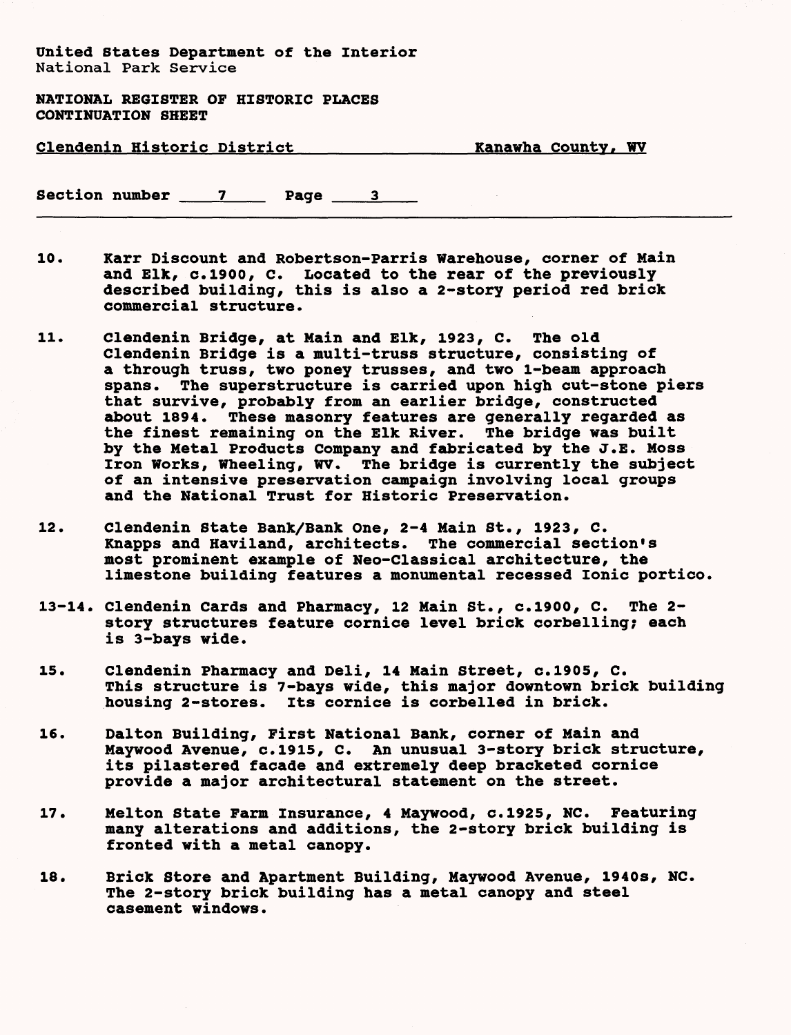United States Department of the Interior
National Park Service

NATIONAL REGISTER OF HISTORIC PLACES
CONTINUATION SHEET

Clendenin Historic District — Kanawha County, WV

Section number 7 Page 3

---

10. Karr Discount and Robertson-Parris Warehouse, corner of Main and Elk, c.1900, C. Located to the rear of the previously described building, this is also a 2-story period red brick commercial structure.

11. Clendenin Bridge, at Main and Elk, 1923, C. The old Clendenin Bridge is a multi-truss structure, consisting of a through truss, two poney trusses, and two 1-beam approach spans. The superstructure is carried upon high cut-stone piers that survive, probably from an earlier bridge, constructed about 1894. These masonry features are generally regarded as the finest remaining on the Elk River. The bridge was built by the Metal Products Company and fabricated by the J.E. Moss Iron Works, Wheeling, WV. The bridge is currently the subject of an intensive preservation campaign involving local groups and the National Trust for Historic Preservation.

12. Clendenin State Bank/Bank One, 2-4 Main St., 1923, C. Knapps and Haviland, architects. The commercial section's most prominent example of Neo-Classical architecture, the limestone building features a monumental recessed Ionic portico.

13-14. Clendenin Cards and Pharmacy, 12 Main St., c.1900, C. The 2-story structures feature cornice level brick corbelling; each is 3-bays wide.

15. Clendenin Pharmacy and Deli, 14 Main Street, c.1905, C. This structure is 7-bays wide, this major downtown brick building housing 2-stores. Its cornice is corbelled in brick.

16. Dalton Building, First National Bank, corner of Main and Maywood Avenue, c.1915, C. An unusual 3-story brick structure, its pilastered facade and extremely deep bracketed cornice provide a major architectural statement on the street.

17. Melton State Farm Insurance, 4 Maywood, c.1925, NC. Featuring many alterations and additions, the 2-story brick building is fronted with a metal canopy.

18. Brick Store and Apartment Building, Maywood Avenue, 1940s, NC. The 2-story brick building has a metal canopy and steel casement windows.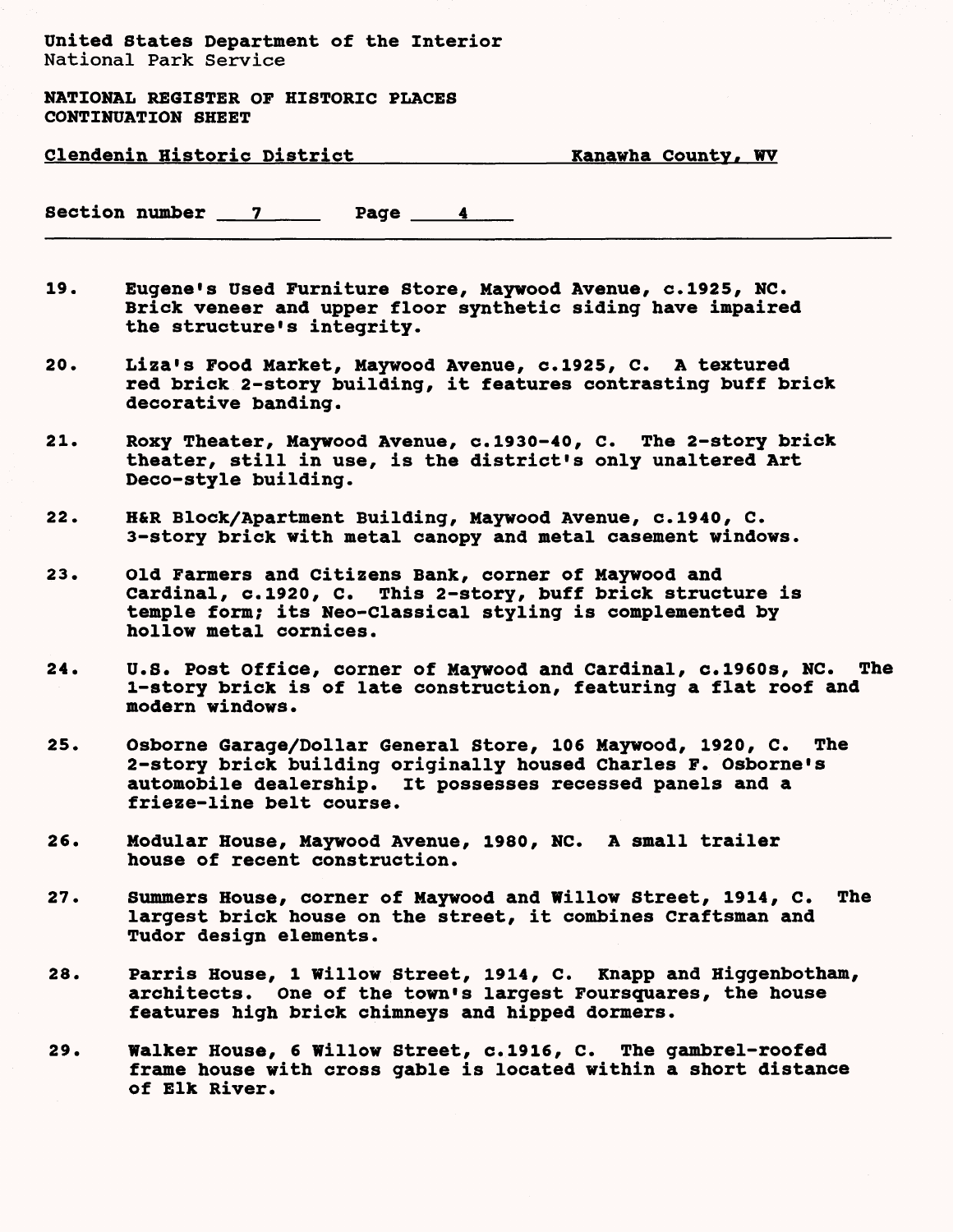19. Eugene's Used Furniture Store, Maywood Avenue, c.1925, NC. Brick veneer and upper floor synthetic siding have impaired the structure's integrity.

20. Liza's Food Market, Maywood Avenue, c.1925, C. A textured red brick 2-story building, it features contrasting buff brick decorative banding.

21. Roxy Theater, Maywood Avenue, c.1930-40, C. The 2-story brick theater, still in use, is the district's only unaltered Art Deco-style building.

22. H&R Block/Apartment Building, Maywood Avenue, c.1940, C. 3-story brick with metal canopy and metal casement windows.

23. Old Farmers and Citizens Bank, corner of Maywood and Cardinal, c.1920, C. This 2-story, buff brick structure is temple form; its Neo-Classical styling is complemented by hollow metal cornices.

24. U.S. Post Office, corner of Maywood and Cardinal, c.1960s, NC. The 1-story brick is of late construction, featuring a flat roof and modern windows.

25. Osborne Garage/Dollar General Store, 106 Maywood, 1920, C. The 2-story brick building originally housed Charles F. Osborne's automobile dealership. It possesses recessed panels and a frieze-line belt course.

26. Modular House, Maywood Avenue, 1980, NC. A small trailer house of recent construction.

27. Summers House, corner of Maywood and Willow Street, 1914, C. The largest brick house on the street, it combines Craftsman and Tudor design elements.

28. Parris House, 1 Willow Street, 1914, C. Knapp and Higgenbotham, architects. One of the town's largest Foursquares, the house features high brick chimneys and hipped dormers.

29. Walker House, 6 Willow Street, c.1916, C. The gambrel-roofed frame house with cross gable is located within a short distance of Elk River.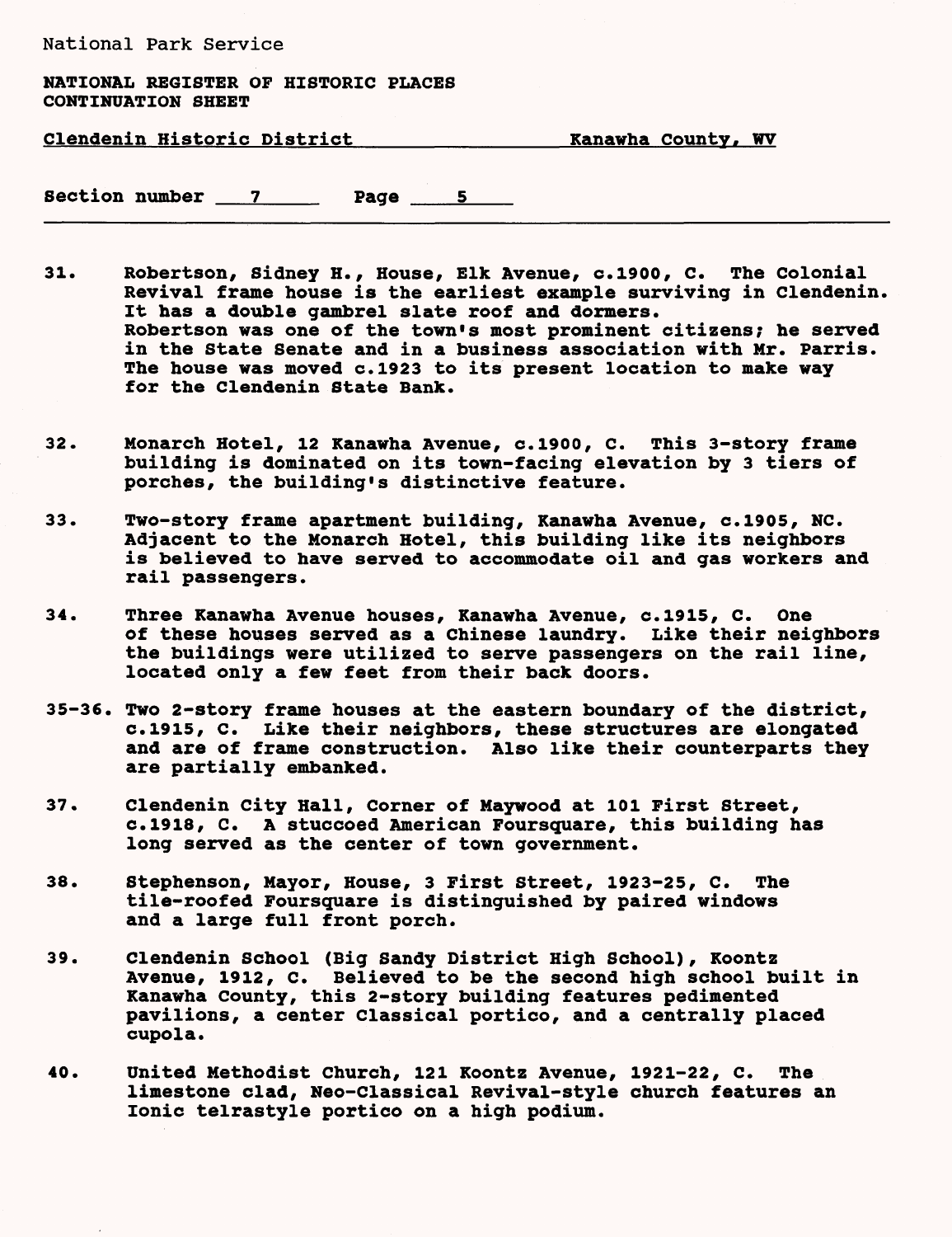National Park Service

**NATIONAL REGISTER OF HISTORIC PLACES**
**CONTINUATION SHEET**

Clendenin Historic District — Kanawha County, WV

Section number 7 Page 5

31. Robertson, Sidney H., House, Elk Avenue, c.1900, C. The Colonial Revival frame house is the earliest example surviving in Clendenin. It has a double gambrel slate roof and dormers. Robertson was one of the town's most prominent citizens; he served in the State Senate and in a business association with Mr. Parris. The house was moved c.1923 to its present location to make way for the Clendenin State Bank.

32. Monarch Hotel, 12 Kanawha Avenue, c.1900, C. This 3-story frame building is dominated on its town-facing elevation by 3 tiers of porches, the building's distinctive feature.

33. Two-story frame apartment building, Kanawha Avenue, c.1905, NC. Adjacent to the Monarch Hotel, this building like its neighbors is believed to have served to accommodate oil and gas workers and rail passengers.

34. Three Kanawha Avenue houses, Kanawha Avenue, c.1915, C. One of these houses served as a Chinese laundry. Like their neighbors the buildings were utilized to serve passengers on the rail line, located only a few feet from their back doors.

35-36. Two 2-story frame houses at the eastern boundary of the district, c.1915, C. Like their neighbors, these structures are elongated and are of frame construction. Also like their counterparts they are partially embanked.

37. Clendenin City Hall, Corner of Maywood at 101 First Street, c.1918, C. A stuccoed American Foursquare, this building has long served as the center of town government.

38. Stephenson, Mayor, House, 3 First Street, 1923-25, C. The tile-roofed Foursquare is distinguished by paired windows and a large full front porch.

39. Clendenin School (Big Sandy District High School), Koontz Avenue, 1912, C. Believed to be the second high school built in Kanawha County, this 2-story building features pedimented pavilions, a center Classical portico, and a centrally placed cupola.

40. United Methodist Church, 121 Koontz Avenue, 1921-22, C. The limestone clad, Neo-Classical Revival-style church features an Ionic telrastyle portico on a high podium.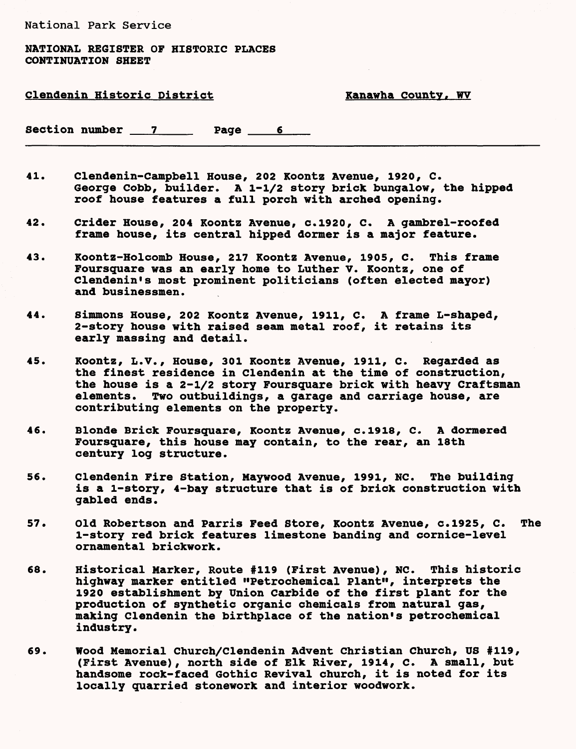National Park Service

**NATIONAL REGISTER OF HISTORIC PLACES**
**CONTINUATION SHEET**

**Clendenin Historic District** — **Kanawha County, WV**

**Section number 7 Page 6**

---

**41.** **Clendenin-Campbell House, 202 Koontz Avenue, 1920, C. George Cobb, builder. A 1-1/2 story brick bungalow, the hipped roof house features a full porch with arched opening.**

**42.** **Crider House, 204 Koontz Avenue, c.1920, C. A gambrel-roofed frame house, its central hipped dormer is a major feature.**

**43.** **Koontz-Holcomb House, 217 Koontz Avenue, 1905, C. This frame Foursquare was an early home to Luther V. Koontz, one of Clendenin's most prominent politicians (often elected mayor) and businessmen.**

**44.** **Simmons House, 202 Koontz Avenue, 1911, C. A frame L-shaped, 2-story house with raised seam metal roof, it retains its early massing and detail.**

**45.** **Koontz, L.V., House, 301 Koontz Avenue, 1911, C. Regarded as the finest residence in Clendenin at the time of construction, the house is a 2-1/2 story Foursquare brick with heavy Craftsman elements. Two outbuildings, a garage and carriage house, are contributing elements on the property.**

**46.** **Blonde Brick Foursquare, Koontz Avenue, c.1918, C. A dormered Foursquare, this house may contain, to the rear, an 18th century log structure.**

**56.** **Clendenin Fire Station, Maywood Avenue, 1991, NC. The building is a 1-story, 4-bay structure that is of brick construction with gabled ends.**

**57.** **Old Robertson and Parris Feed Store, Koontz Avenue, c.1925, C. The 1-story red brick features limestone banding and cornice-level ornamental brickwork.**

**68.** **Historical Marker, Route #119 (First Avenue), NC. This historic highway marker entitled "Petrochemical Plant", interprets the 1920 establishment by Union Carbide of the first plant for the production of synthetic organic chemicals from natural gas, making Clendenin the birthplace of the nation's petrochemical industry.**

**69.** **Wood Memorial Church/Clendenin Advent Christian Church, US #119, (First Avenue), north side of Elk River, 1914, C. A small, but handsome rock-faced Gothic Revival church, it is noted for its locally quarried stonework and interior woodwork.**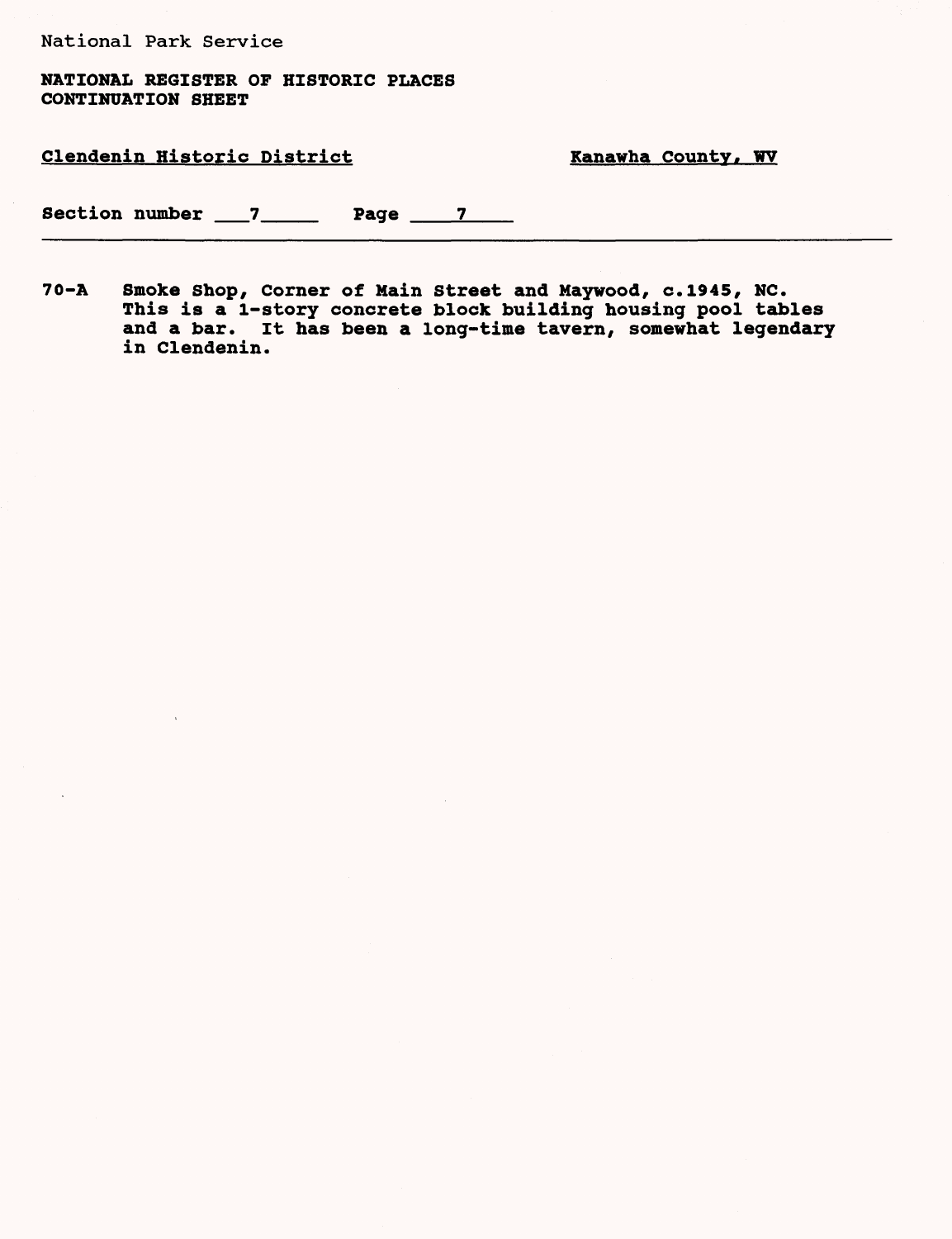70-A Smoke Shop, Corner of Main Street and Maywood, c.1945, NC. This is a 1-story concrete block building housing pool tables and a bar. It has been a long-time tavern, somewhat legendary in Clendenin.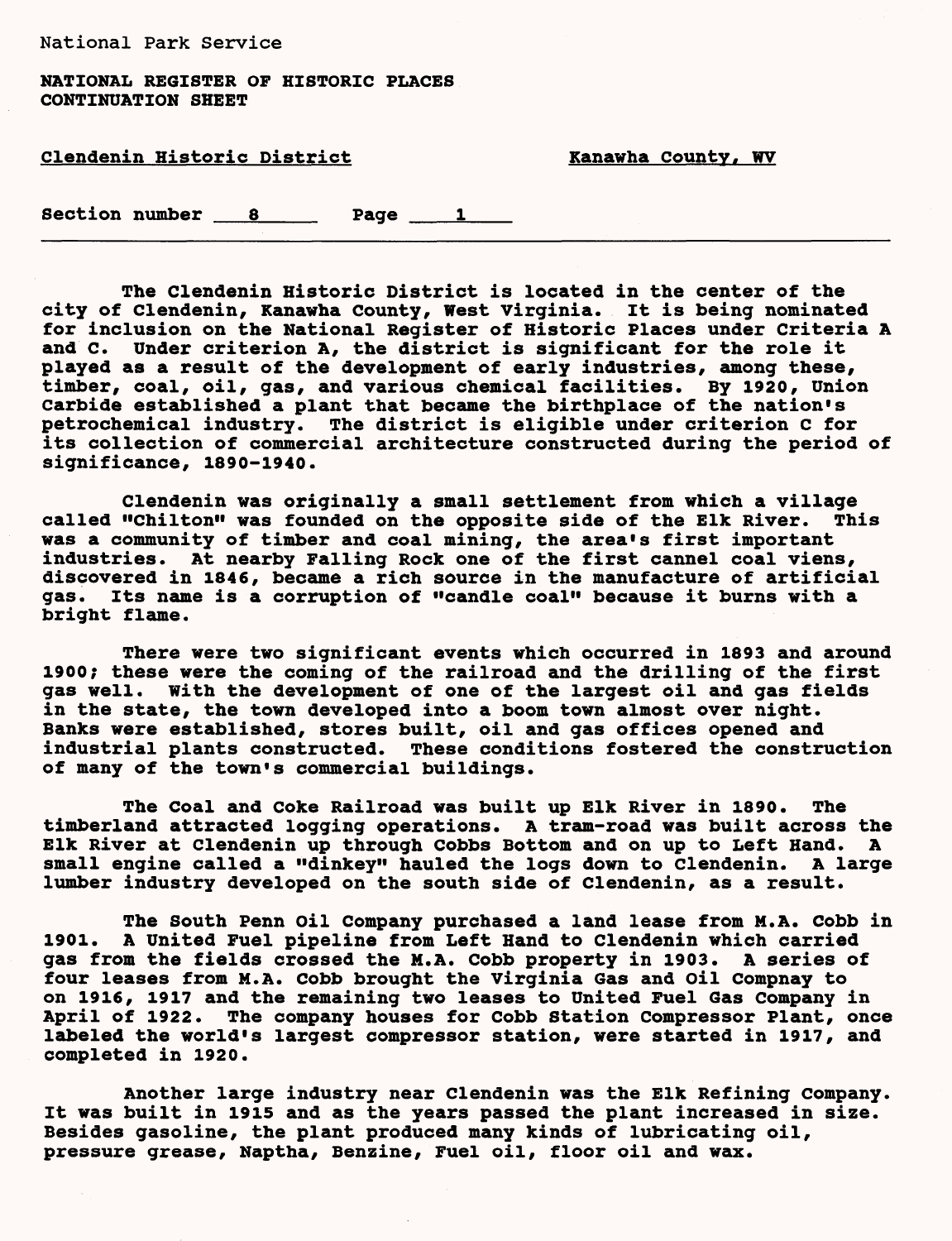National Park Service

**NATIONAL REGISTER OF HISTORIC PLACES CONTINUATION SHEET**

Clendenin Historic District — Kanawha County, WV

Section number 8 Page 1

The Clendenin Historic District is located in the center of the city of Clendenin, Kanawha County, West Virginia. It is being nominated for inclusion on the National Register of Historic Places under Criteria A and C. Under criterion A, the district is significant for the role it played as a result of the development of early industries, among these, timber, coal, oil, gas, and various chemical facilities. By 1920, Union Carbide established a plant that became the birthplace of the nation's petrochemical industry. The district is eligible under criterion C for its collection of commercial architecture constructed during the period of significance, 1890-1940.

Clendenin was originally a small settlement from which a village called "Chilton" was founded on the opposite side of the Elk River. This was a community of timber and coal mining, the area's first important industries. At nearby Falling Rock one of the first cannel coal viens, discovered in 1846, became a rich source in the manufacture of artificial gas. Its name is a corruption of "candle coal" because it burns with a bright flame.

There were two significant events which occurred in 1893 and around 1900; these were the coming of the railroad and the drilling of the first gas well. With the development of one of the largest oil and gas fields in the state, the town developed into a boom town almost over night. Banks were established, stores built, oil and gas offices opened and industrial plants constructed. These conditions fostered the construction of many of the town's commercial buildings.

The Coal and Coke Railroad was built up Elk River in 1890. The timberland attracted logging operations. A tram-road was built across the Elk River at Clendenin up through Cobbs Bottom and on up to Left Hand. A small engine called a "dinkey" hauled the logs down to Clendenin. A large lumber industry developed on the south side of Clendenin, as a result.

The South Penn Oil Company purchased a land lease from M.A. Cobb in 1901. A United Fuel pipeline from Left Hand to Clendenin which carried gas from the fields crossed the M.A. Cobb property in 1903. A series of four leases from M.A. Cobb brought the Virginia Gas and Oil Compnay to on 1916, 1917 and the remaining two leases to United Fuel Gas Company in April of 1922. The company houses for Cobb Station Compressor Plant, once labeled the world's largest compressor station, were started in 1917, and completed in 1920.

Another large industry near Clendenin was the Elk Refining Company. It was built in 1915 and as the years passed the plant increased in size. Besides gasoline, the plant produced many kinds of lubricating oil, pressure grease, Naptha, Benzine, Fuel oil, floor oil and wax.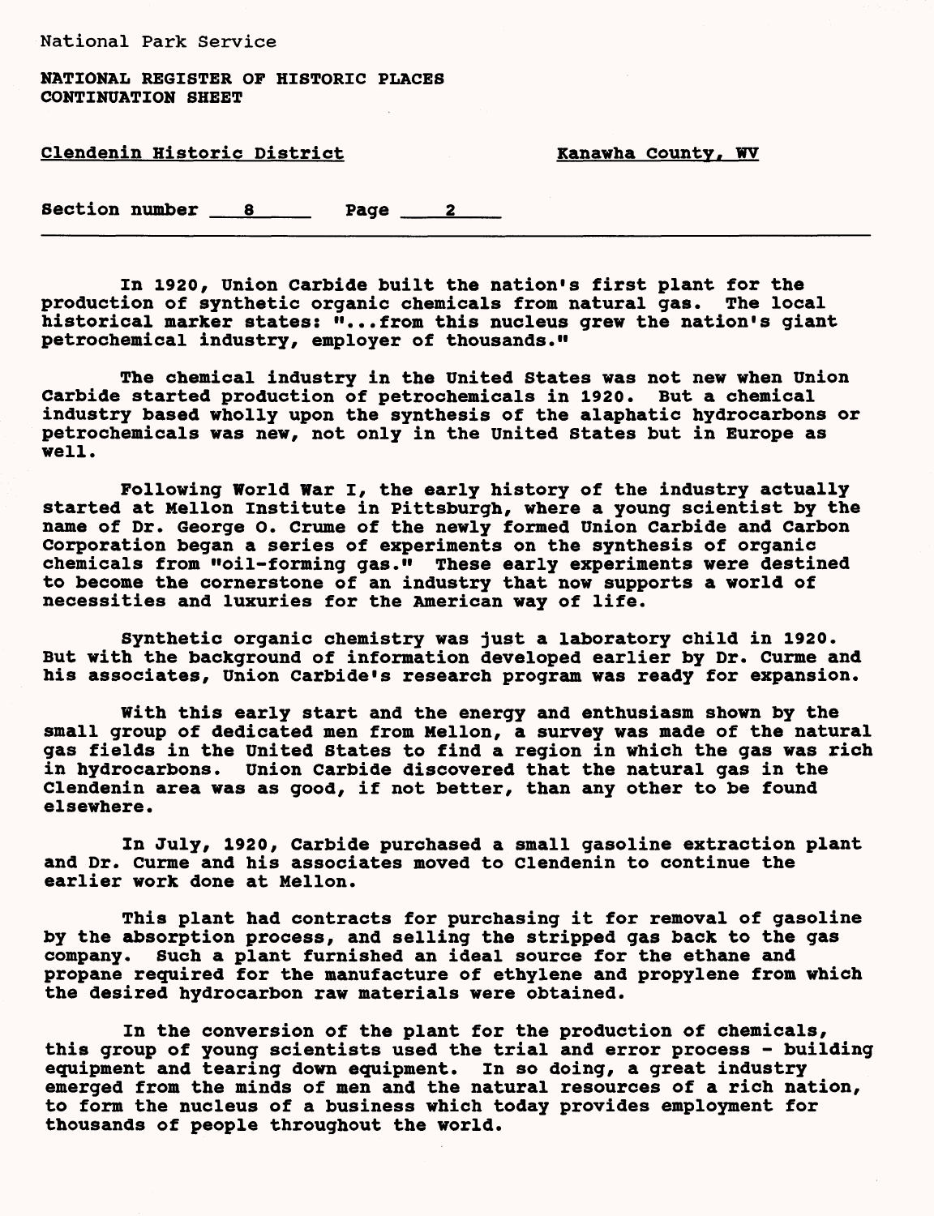National Park Service

NATIONAL REGISTER OF HISTORIC PLACES
CONTINUATION SHEET

Clendenin Historic District — Kanawha County, WV

Section number 8 Page 2

In 1920, Union Carbide built the nation's first plant for the production of synthetic organic chemicals from natural gas. The local historical marker states: "...from this nucleus grew the nation's giant petrochemical industry, employer of thousands."

The chemical industry in the United States was not new when Union Carbide started production of petrochemicals in 1920. But a chemical industry based wholly upon the synthesis of the alaphatic hydrocarbons or petrochemicals was new, not only in the United States but in Europe as well.

Following World War I, the early history of the industry actually started at Mellon Institute in Pittsburgh, where a young scientist by the name of Dr. George O. Crume of the newly formed Union Carbide and Carbon Corporation began a series of experiments on the synthesis of organic chemicals from "oil-forming gas." These early experiments were destined to become the cornerstone of an industry that now supports a world of necessities and luxuries for the American way of life.

Synthetic organic chemistry was just a laboratory child in 1920. But with the background of information developed earlier by Dr. Curme and his associates, Union Carbide's research program was ready for expansion.

With this early start and the energy and enthusiasm shown by the small group of dedicated men from Mellon, a survey was made of the natural gas fields in the United States to find a region in which the gas was rich in hydrocarbons. Union Carbide discovered that the natural gas in the Clendenin area was as good, if not better, than any other to be found elsewhere.

In July, 1920, Carbide purchased a small gasoline extraction plant and Dr. Curme and his associates moved to Clendenin to continue the earlier work done at Mellon.

This plant had contracts for purchasing it for removal of gasoline by the absorption process, and selling the stripped gas back to the gas company. Such a plant furnished an ideal source for the ethane and propane required for the manufacture of ethylene and propylene from which the desired hydrocarbon raw materials were obtained.

In the conversion of the plant for the production of chemicals, this group of young scientists used the trial and error process - building equipment and tearing down equipment. In so doing, a great industry emerged from the minds of men and the natural resources of a rich nation, to form the nucleus of a business which today provides employment for thousands of people throughout the world.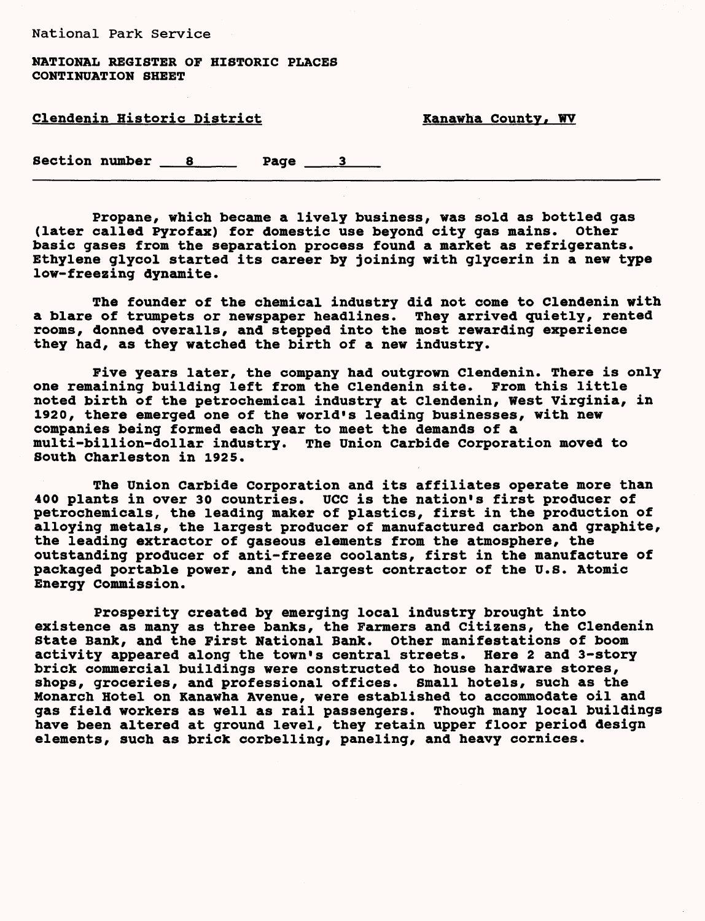Propane, which became a lively business, was sold as bottled gas (later called Pyrofax) for domestic use beyond city gas mains. Other basic gases from the separation process found a market as refrigerants. Ethylene glycol started its career by joining with glycerin in a new type low-freezing dynamite.

The founder of the chemical industry did not come to Clendenin with a blare of trumpets or newspaper headlines. They arrived quietly, rented rooms, donned overalls, and stepped into the most rewarding experience they had, as they watched the birth of a new industry.

Five years later, the company had outgrown Clendenin. There is only one remaining building left from the Clendenin site. From this little noted birth of the petrochemical industry at Clendenin, West Virginia, in 1920, there emerged one of the world's leading businesses, with new companies being formed each year to meet the demands of a multi-billion-dollar industry. The Union Carbide Corporation moved to South Charleston in 1925.

The Union Carbide Corporation and its affiliates operate more than 400 plants in over 30 countries. UCC is the nation's first producer of petrochemicals, the leading maker of plastics, first in the production of alloying metals, the largest producer of manufactured carbon and graphite, the leading extractor of gaseous elements from the atmosphere, the outstanding producer of anti-freeze coolants, first in the manufacture of packaged portable power, and the largest contractor of the U.S. Atomic Energy Commission.

Prosperity created by emerging local industry brought into existence as many as three banks, the Farmers and Citizens, the Clendenin State Bank, and the First National Bank. Other manifestations of boom activity appeared along the town's central streets. Here 2 and 3-story brick commercial buildings were constructed to house hardware stores, shops, groceries, and professional offices. Small hotels, such as the Monarch Hotel on Kanawha Avenue, were established to accommodate oil and gas field workers as well as rail passengers. Though many local buildings have been altered at ground level, they retain upper floor period design elements, such as brick corbelling, paneling, and heavy cornices.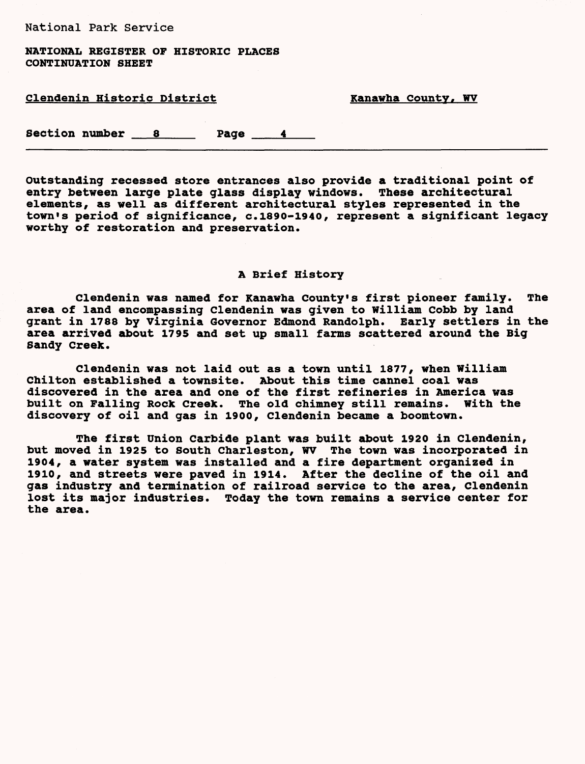Outstanding recessed store entrances also provide a traditional point of entry between large plate glass display windows. These architectural elements, as well as different architectural styles represented in the town's period of significance, c.1890-1940, represent a significant legacy worthy of restoration and preservation.

## A Brief History

Clendenin was named for Kanawha County's first pioneer family. The area of land encompassing Clendenin was given to William Cobb by land grant in 1788 by Virginia Governor Edmond Randolph. Early settlers in the area arrived about 1795 and set up small farms scattered around the Big Sandy Creek.

Clendenin was not laid out as a town until 1877, when William Chilton established a townsite. About this time cannel coal was discovered in the area and one of the first refineries in America was built on Falling Rock Creek. The old chimney still remains. With the discovery of oil and gas in 1900, Clendenin became a boomtown.

The first Union Carbide plant was built about 1920 in Clendenin, but moved in 1925 to South Charleston, WV The town was incorporated in 1904, a water system was installed and a fire department organized in 1910, and streets were paved in 1914. After the decline of the oil and gas industry and termination of railroad service to the area, Clendenin lost its major industries. Today the town remains a service center for the area.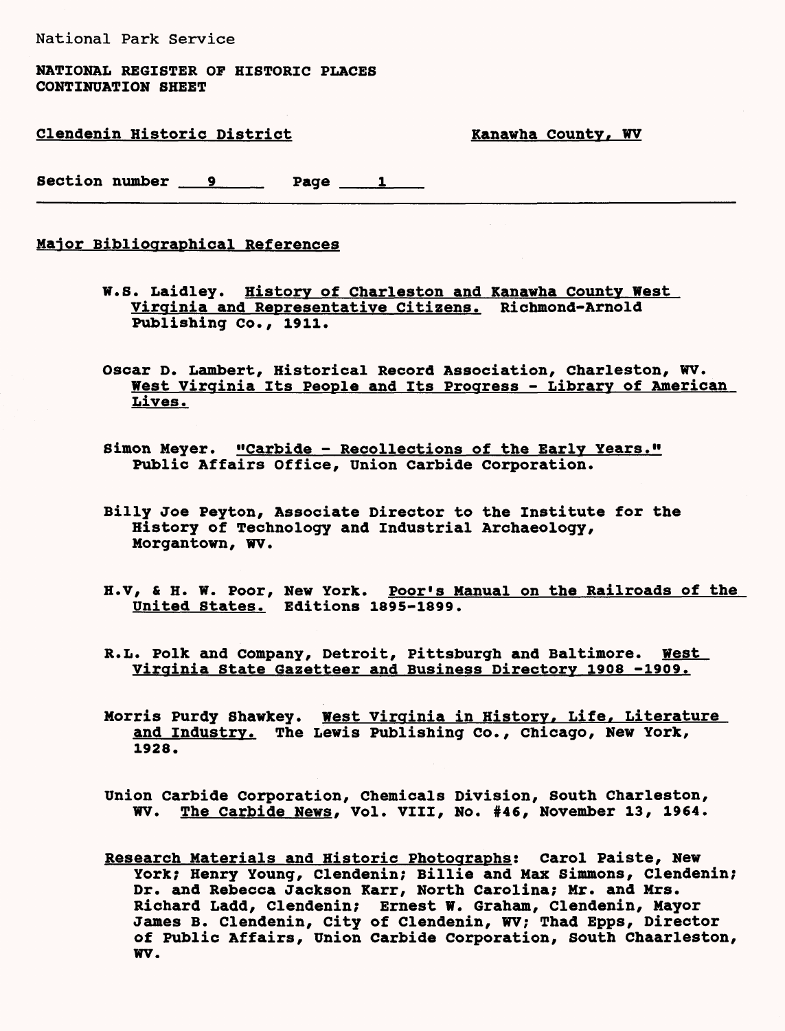National Park Service

**NATIONAL REGISTER OF HISTORIC PLACES**
**CONTINUATION SHEET**

Clendenin Historic District — Kanawha County, WV

Section number 9 Page 1

## Major Bibliographical References

W.S. Laidley. History of Charleston and Kanawha County West Virginia and Representative Citizens. Richmond-Arnold Publishing Co., 1911.

Oscar D. Lambert, Historical Record Association, Charleston, WV. West Virginia Its People and Its Progress - Library of American Lives.

Simon Meyer. "Carbide - Recollections of the Early Years." Public Affairs Office, Union Carbide Corporation.

Billy Joe Peyton, Associate Director to the Institute for the History of Technology and Industrial Archaeology, Morgantown, WV.

H.V, & H. W. Poor, New York. Poor's Manual on the Railroads of the United States. Editions 1895-1899.

R.L. Polk and Company, Detroit, Pittsburgh and Baltimore. West Virginia State Gazetteer and Business Directory 1908 -1909.

Morris Purdy Shawkey. West Virginia in History, Life, Literature and Industry. The Lewis Publishing Co., Chicago, New York, 1928.

Union Carbide Corporation, Chemicals Division, South Charleston, WV. The Carbide News, Vol. VIII, No. #46, November 13, 1964.

Research Materials and Historic Photographs: Carol Paiste, New York; Henry Young, Clendenin; Billie and Max Simmons, Clendenin; Dr. and Rebecca Jackson Karr, North Carolina; Mr. and Mrs. Richard Ladd, Clendenin; Ernest W. Graham, Clendenin, Mayor James B. Clendenin, City of Clendenin, WV; Thad Epps, Director of Public Affairs, Union Carbide Corporation, South Chaarleston, WV.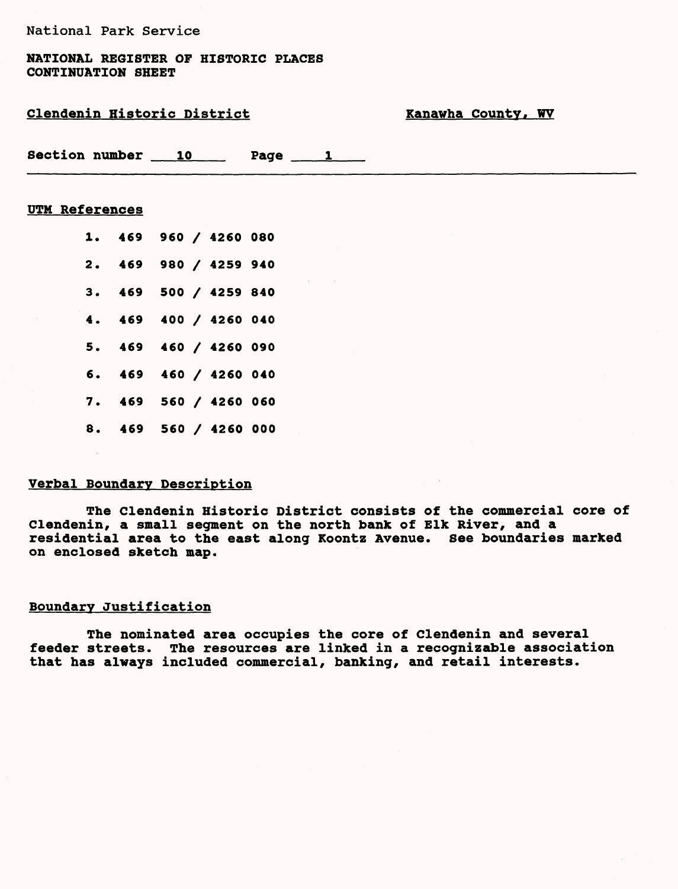National Park Service

**NATIONAL REGISTER OF HISTORIC PLACES**
**CONTINUATION SHEET**

Clendenin Historic District — Kanawha County, WV

Section number 10 Page 1

## UTM References

1. 469 960 / 4260 080
2. 469 980 / 4259 940
3. 469 500 / 4259 840
4. 469 400 / 4260 040
5. 469 460 / 4260 090
6. 469 460 / 4260 040
7. 469 560 / 4260 060
8. 469 560 / 4260 000

## Verbal Boundary Description

The Clendenin Historic District consists of the commercial core of Clendenin, a small segment on the north bank of Elk River, and a residential area to the east along Koontz Avenue. See boundaries marked on enclosed sketch map.

## Boundary Justification

The nominated area occupies the core of Clendenin and several feeder streets. The resources are linked in a recognizable association that has always included commercial, banking, and retail interests.